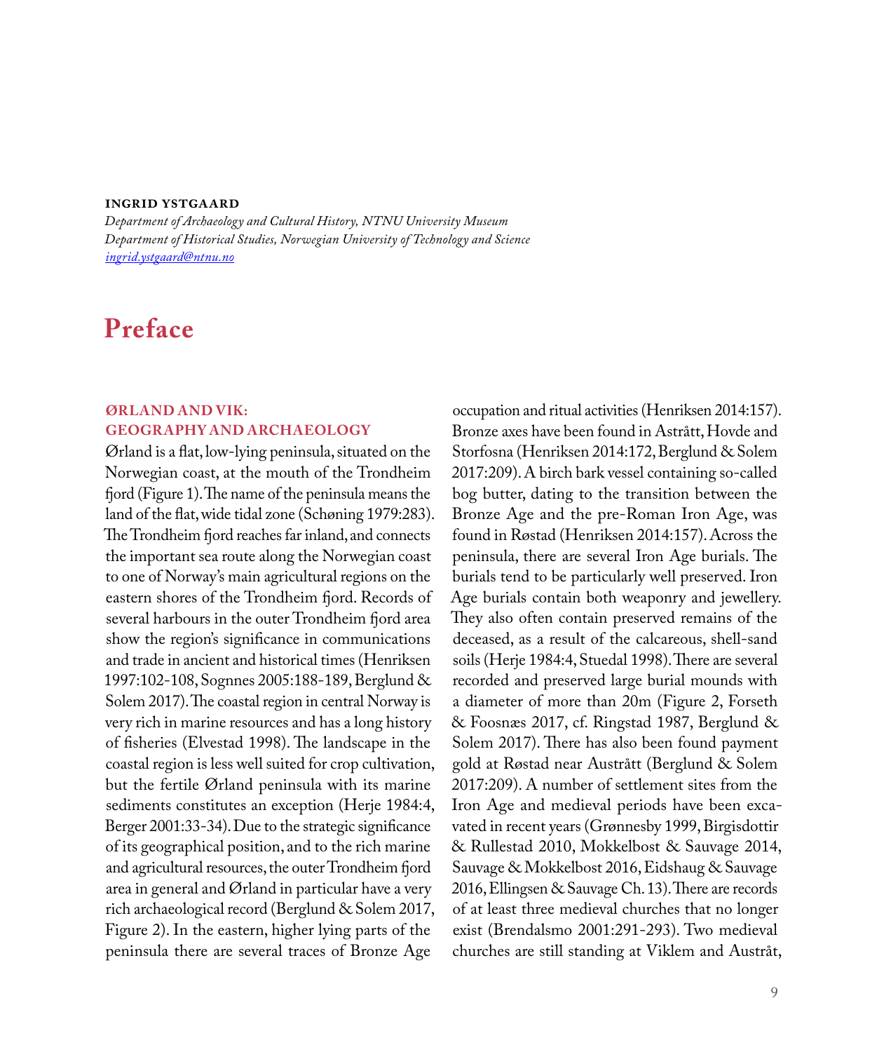**INGRID YSTGAARD**

*Department of Archaeology and Cultural History, NTNU University Museum*
*Department of Historical Studies, Norwegian University of Technology and Science*
*ingrid.ystgaard@ntnu.no*

# Preface

## ØRLAND AND VIK: GEOGRAPHY AND ARCHAEOLOGY

Ørland is a flat, low-lying peninsula, situated on the Norwegian coast, at the mouth of the Trondheim fjord (Figure 1). The name of the peninsula means the land of the flat, wide tidal zone (Schøning 1979:283). The Trondheim fjord reaches far inland, and connects the important sea route along the Norwegian coast to one of Norway's main agricultural regions on the eastern shores of the Trondheim fjord. Records of several harbours in the outer Trondheim fjord area show the region's significance in communications and trade in ancient and historical times (Henriksen 1997:102-108, Sognnes 2005:188-189, Berglund & Solem 2017). The coastal region in central Norway is very rich in marine resources and has a long history of fisheries (Elvestad 1998). The landscape in the coastal region is less well suited for crop cultivation, but the fertile Ørland peninsula with its marine sediments constitutes an exception (Herje 1984:4, Berger 2001:33-34). Due to the strategic significance of its geographical position, and to the rich marine and agricultural resources, the outer Trondheim fjord area in general and Ørland in particular have a very rich archaeological record (Berglund & Solem 2017, Figure 2). In the eastern, higher lying parts of the peninsula there are several traces of Bronze Age occupation and ritual activities (Henriksen 2014:157). Bronze axes have been found in Astrått, Hovde and Storfosna (Henriksen 2014:172, Berglund & Solem 2017:209). A birch bark vessel containing so-called bog butter, dating to the transition between the Bronze Age and the pre-Roman Iron Age, was found in Røstad (Henriksen 2014:157). Across the peninsula, there are several Iron Age burials. The burials tend to be particularly well preserved. Iron Age burials contain both weaponry and jewellery. They also often contain preserved remains of the deceased, as a result of the calcareous, shell-sand soils (Herje 1984:4, Stuedal 1998). There are several recorded and preserved large burial mounds with a diameter of more than 20m (Figure 2, Forseth & Foosnæs 2017, cf. Ringstad 1987, Berglund & Solem 2017). There has also been found payment gold at Røstad near Austrått (Berglund & Solem 2017:209). A number of settlement sites from the Iron Age and medieval periods have been excavated in recent years (Grønnesby 1999, Birgisdottir & Rullestad 2010, Mokkelbost & Sauvage 2014, Sauvage & Mokkelbost 2016, Eidshaug & Sauvage 2016, Ellingsen & Sauvage Ch. 13). There are records of at least three medieval churches that no longer exist (Brendalsmo 2001:291-293). Two medieval churches are still standing at Viklem and Austråt,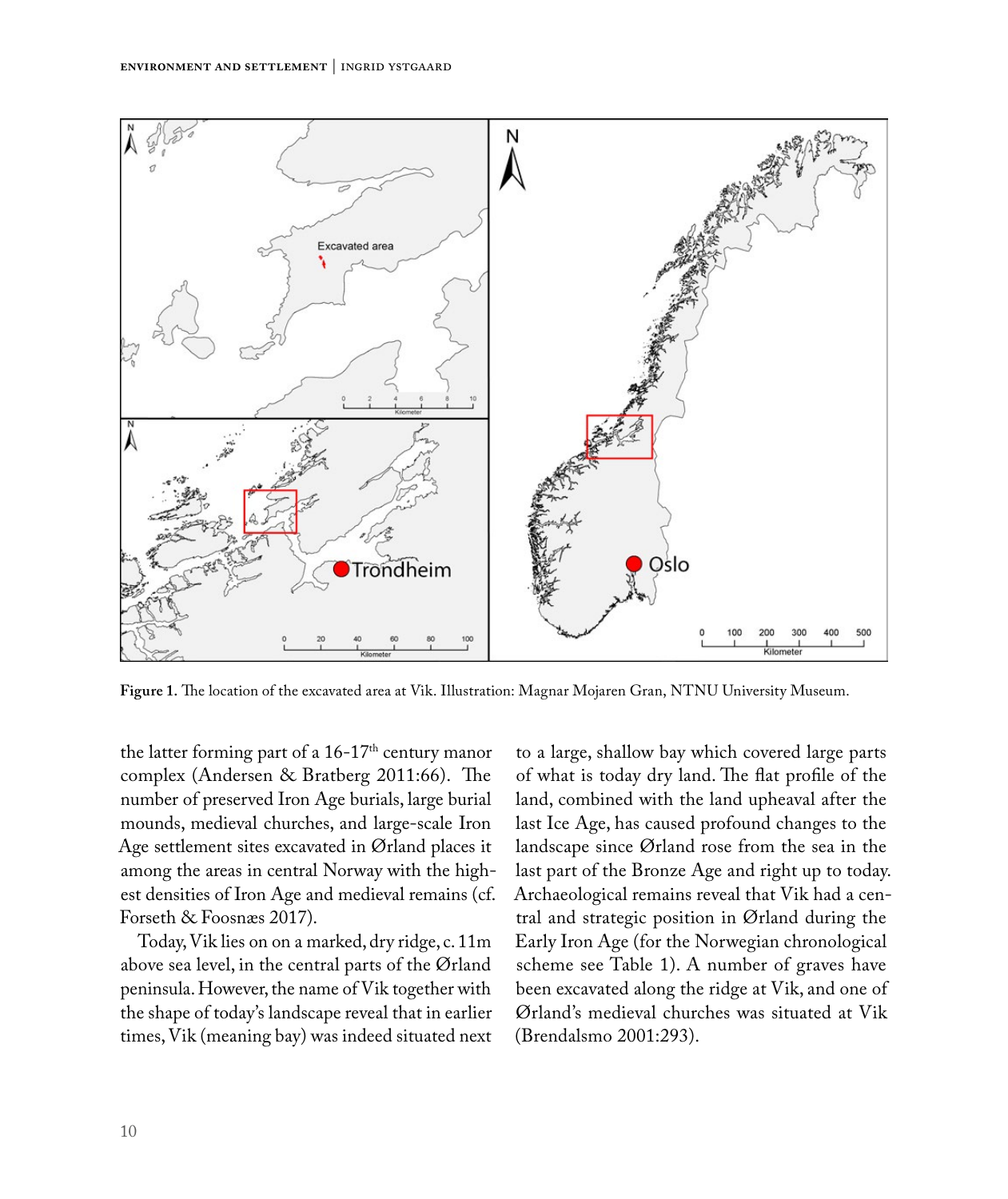Figure 1. The location of the excavated area at Vik. Illustration: Magnar Mojaren Gran, NTNU University Museum.

the latter forming part of a 16-17th century manor complex (Andersen & Bratberg 2011:66). The number of preserved Iron Age burials, large burial mounds, medieval churches, and large-scale Iron Age settlement sites excavated in Ørland places it among the areas in central Norway with the highest densities of Iron Age and medieval remains (cf. Forseth & Foosnæs 2017).

Today, Vik lies on on a marked, dry ridge, c. 11m above sea level, in the central parts of the Ørland peninsula. However, the name of Vik together with the shape of today's landscape reveal that in earlier times, Vik (meaning bay) was indeed situated next to a large, shallow bay which covered large parts of what is today dry land. The flat profile of the land, combined with the land upheaval after the last Ice Age, has caused profound changes to the landscape since Ørland rose from the sea in the last part of the Bronze Age and right up to today. Archaeological remains reveal that Vik had a central and strategic position in Ørland during the Early Iron Age (for the Norwegian chronological scheme see Table 1). A number of graves have been excavated along the ridge at Vik, and one of Ørland's medieval churches was situated at Vik (Brendalsmo 2001:293).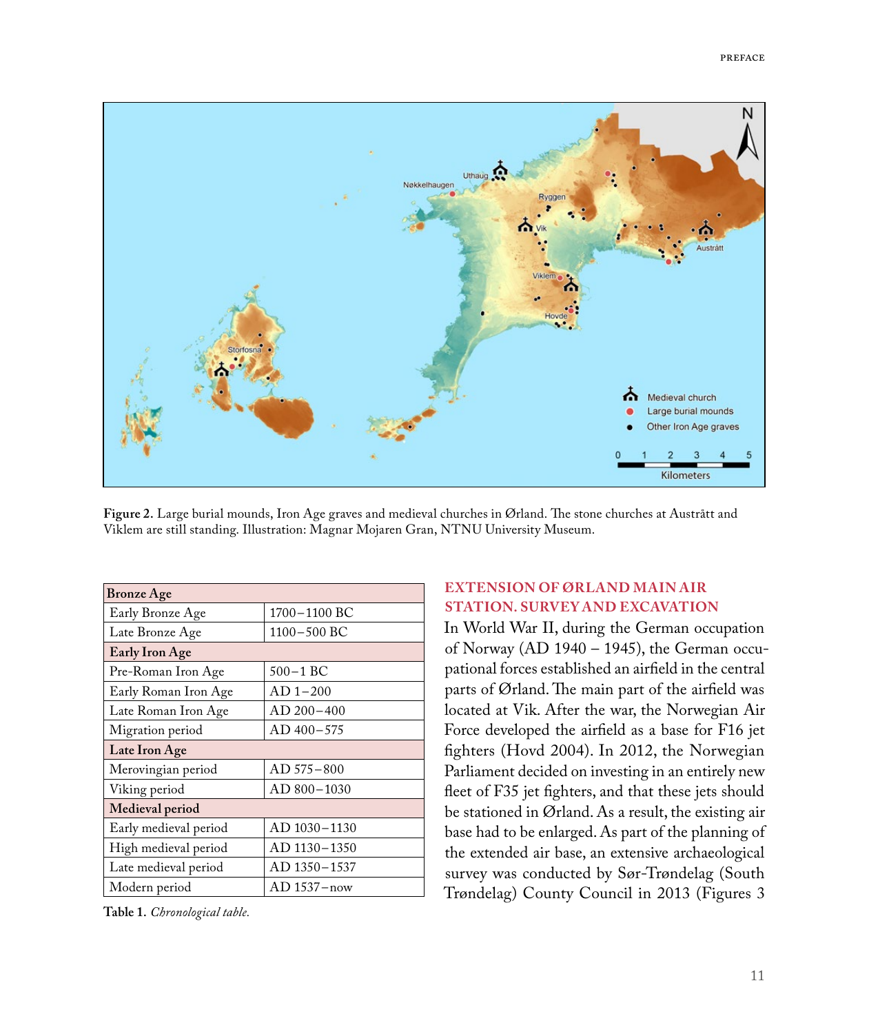Figure 2. Large burial mounds, Iron Age graves and medieval churches in Ørland. The stone churches at Austrått and Viklem are still standing. Illustration: Magnar Mojaren Gran, NTNU University Museum.

| **Bronze Age** | |
|---|---|
| Early Bronze Age | 1700–1100 BC |
| Late Bronze Age | 1100–500 BC |
| **Early Iron Age** | |
| Pre-Roman Iron Age | 500–1 BC |
| Early Roman Iron Age | AD 1–200 |
| Late Roman Iron Age | AD 200–400 |
| Migration period | AD 400–575 |
| **Late Iron Age** | |
| Merovingian period | AD 575–800 |
| Viking period | AD 800–1030 |
| **Medieval period** | |
| Early medieval period | AD 1030–1130 |
| High medieval period | AD 1130–1350 |
| Late medieval period | AD 1350–1537 |
| Modern period | AD 1537–now |

**Table 1.** *Chronological table.*

## EXTENSION OF ØRLAND MAIN AIR STATION. SURVEY AND EXCAVATION

In World War II, during the German occupation of Norway (AD 1940 – 1945), the German occupational forces established an airfield in the central parts of Ørland. The main part of the airfield was located at Vik. After the war, the Norwegian Air Force developed the airfield as a base for F16 jet fighters (Hovd 2004). In 2012, the Norwegian Parliament decided on investing in an entirely new fleet of F35 jet fighters, and that these jets should be stationed in Ørland. As a result, the existing air base had to be enlarged. As part of the planning of the extended air base, an extensive archaeological survey was conducted by Sør-Trøndelag (South Trøndelag) County Council in 2013 (Figures 3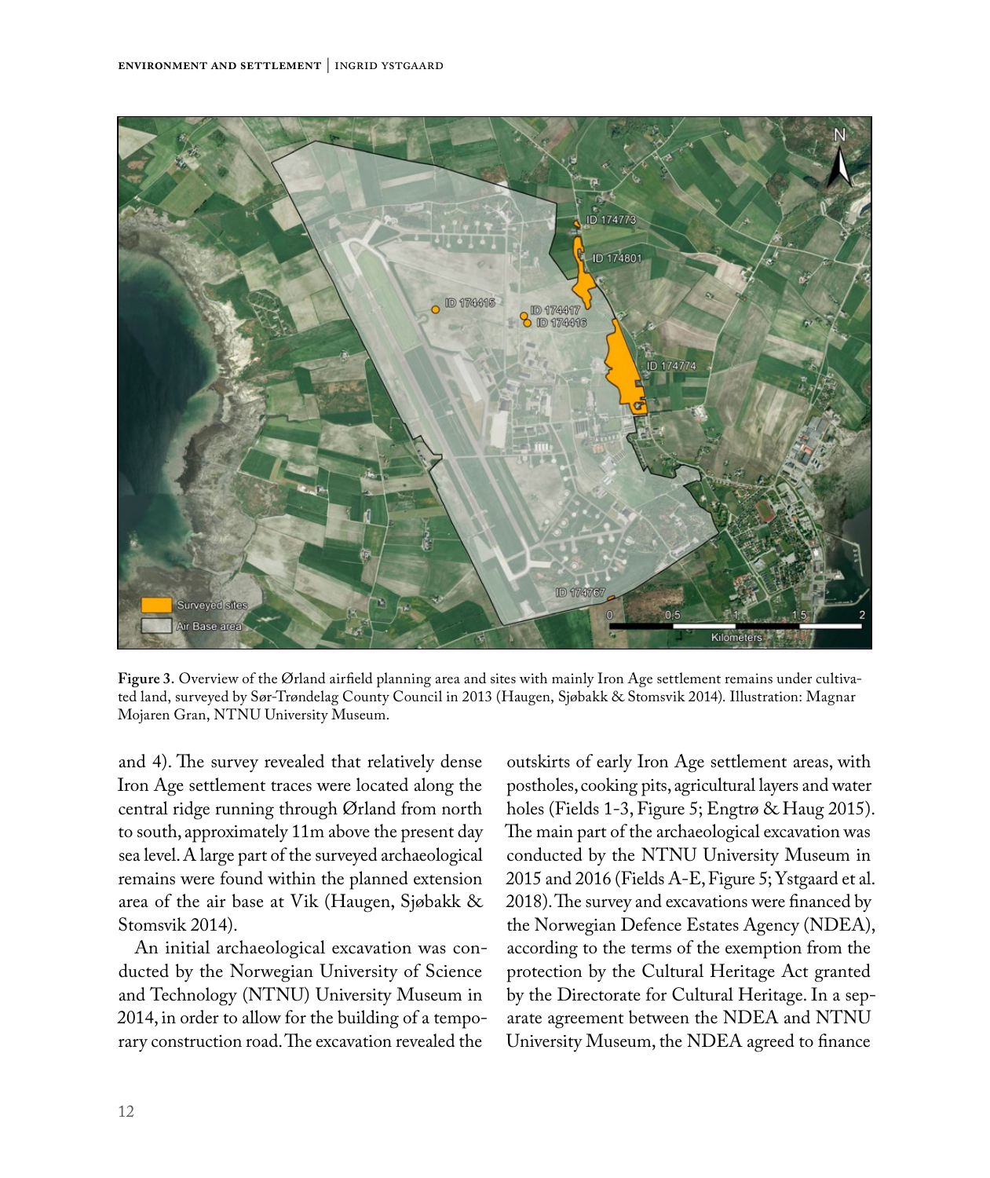**Figure 3.** Overview of the Ørland airfield planning area and sites with mainly Iron Age settlement remains under cultivated land, surveyed by Sør-Trøndelag County Council in 2013 (Haugen, Sjøbakk & Stomsvik 2014). Illustration: Magnar Mojaren Gran, NTNU University Museum.

and 4). The survey revealed that relatively dense Iron Age settlement traces were located along the central ridge running through Ørland from north to south, approximately 11m above the present day sea level. A large part of the surveyed archaeological remains were found within the planned extension area of the air base at Vik (Haugen, Sjøbakk & Stomsvik 2014).

An initial archaeological excavation was conducted by the Norwegian University of Science and Technology (NTNU) University Museum in 2014, in order to allow for the building of a temporary construction road. The excavation revealed the outskirts of early Iron Age settlement areas, with postholes, cooking pits, agricultural layers and water holes (Fields 1-3, Figure 5; Engtrø & Haug 2015). The main part of the archaeological excavation was conducted by the NTNU University Museum in 2015 and 2016 (Fields A-E, Figure 5; Ystgaard et al. 2018). The survey and excavations were financed by the Norwegian Defence Estates Agency (NDEA), according to the terms of the exemption from the protection by the Cultural Heritage Act granted by the Directorate for Cultural Heritage. In a separate agreement between the NDEA and NTNU University Museum, the NDEA agreed to finance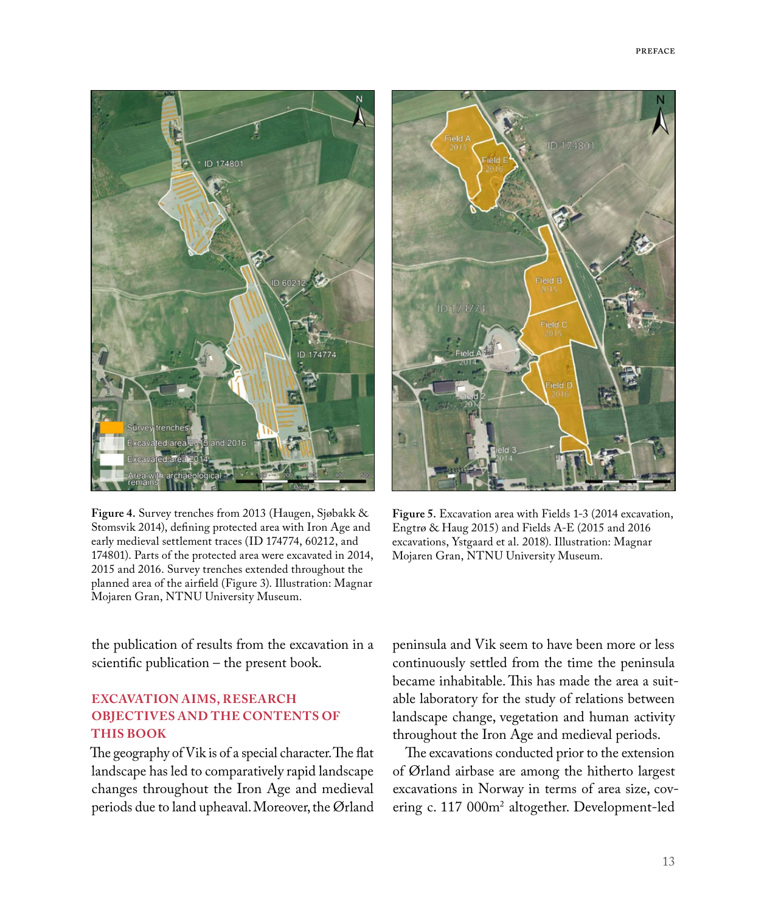**Figure 4.** Survey trenches from 2013 (Haugen, Sjøbakk & Stomsvik 2014), defining protected area with Iron Age and early medieval settlement traces (ID 174774, 60212, and 174801). Parts of the protected area were excavated in 2014, 2015 and 2016. Survey trenches extended throughout the planned area of the airfield (Figure 3). Illustration: Magnar Mojaren Gran, NTNU University Museum.

**Figure 5.** Excavation area with Fields 1-3 (2014 excavation, Engtrø & Haug 2015) and Fields A-E (2015 and 2016 excavations, Ystgaard et al. 2018). Illustration: Magnar Mojaren Gran, NTNU University Museum.

the publication of results from the excavation in a scientific publication – the present book.

## EXCAVATION AIMS, RESEARCH OBJECTIVES AND THE CONTENTS OF THIS BOOK

The geography of Vik is of a special character. The flat landscape has led to comparatively rapid landscape changes throughout the Iron Age and medieval periods due to land upheaval. Moreover, the Ørland peninsula and Vik seem to have been more or less continuously settled from the time the peninsula became inhabitable. This has made the area a suitable laboratory for the study of relations between landscape change, vegetation and human activity throughout the Iron Age and medieval periods.

The excavations conducted prior to the extension of Ørland airbase are among the hitherto largest excavations in Norway in terms of area size, covering c. 117 000m$^2$ altogether. Development-led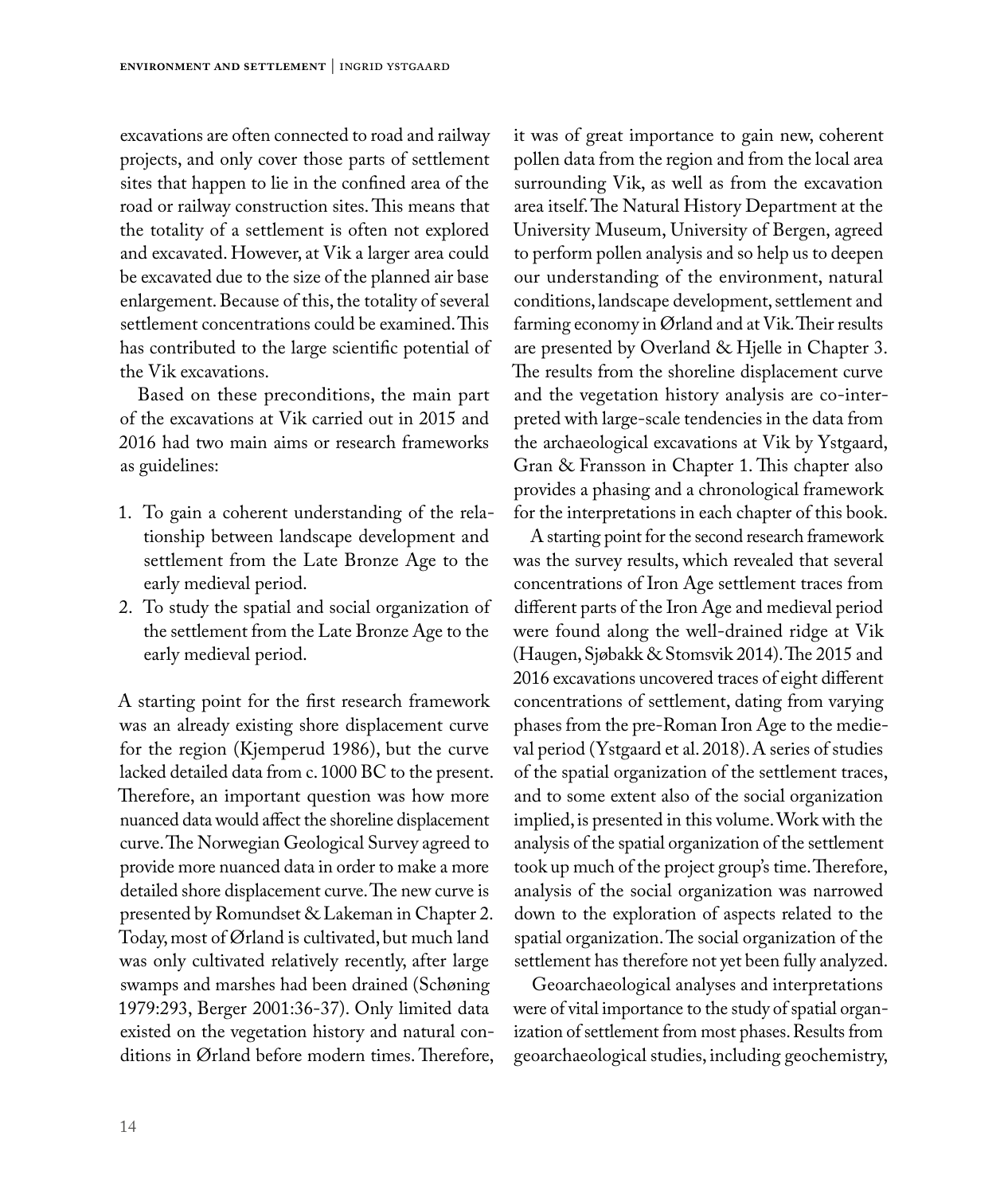excavations are often connected to road and railway projects, and only cover those parts of settlement sites that happen to lie in the confined area of the road or railway construction sites. This means that the totality of a settlement is often not explored and excavated. However, at Vik a larger area could be excavated due to the size of the planned air base enlargement. Because of this, the totality of several settlement concentrations could be examined. This has contributed to the large scientific potential of the Vik excavations.

Based on these preconditions, the main part of the excavations at Vik carried out in 2015 and 2016 had two main aims or research frameworks as guidelines:

1. To gain a coherent understanding of the relationship between landscape development and settlement from the Late Bronze Age to the early medieval period.
2. To study the spatial and social organization of the settlement from the Late Bronze Age to the early medieval period.

A starting point for the first research framework was an already existing shore displacement curve for the region (Kjemperud 1986), but the curve lacked detailed data from c. 1000 BC to the present. Therefore, an important question was how more nuanced data would affect the shoreline displacement curve. The Norwegian Geological Survey agreed to provide more nuanced data in order to make a more detailed shore displacement curve. The new curve is presented by Romundset & Lakeman in Chapter 2. Today, most of Ørland is cultivated, but much land was only cultivated relatively recently, after large swamps and marshes had been drained (Schøning 1979:293, Berger 2001:36-37). Only limited data existed on the vegetation history and natural conditions in Ørland before modern times. Therefore, it was of great importance to gain new, coherent pollen data from the region and from the local area surrounding Vik, as well as from the excavation area itself. The Natural History Department at the University Museum, University of Bergen, agreed to perform pollen analysis and so help us to deepen our understanding of the environment, natural conditions, landscape development, settlement and farming economy in Ørland and at Vik. Their results are presented by Overland & Hjelle in Chapter 3. The results from the shoreline displacement curve and the vegetation history analysis are co-interpreted with large-scale tendencies in the data from the archaeological excavations at Vik by Ystgaard, Gran & Fransson in Chapter 1. This chapter also provides a phasing and a chronological framework for the interpretations in each chapter of this book.

A starting point for the second research framework was the survey results, which revealed that several concentrations of Iron Age settlement traces from different parts of the Iron Age and medieval period were found along the well-drained ridge at Vik (Haugen, Sjøbakk & Stomsvik 2014). The 2015 and 2016 excavations uncovered traces of eight different concentrations of settlement, dating from varying phases from the pre-Roman Iron Age to the medieval period (Ystgaard et al. 2018). A series of studies of the spatial organization of the settlement traces, and to some extent also of the social organization implied, is presented in this volume. Work with the analysis of the spatial organization of the settlement took up much of the project group's time. Therefore, analysis of the social organization was narrowed down to the exploration of aspects related to the spatial organization. The social organization of the settlement has therefore not yet been fully analyzed.

Geoarchaeological analyses and interpretations were of vital importance to the study of spatial organization of settlement from most phases. Results from geoarchaeological studies, including geochemistry,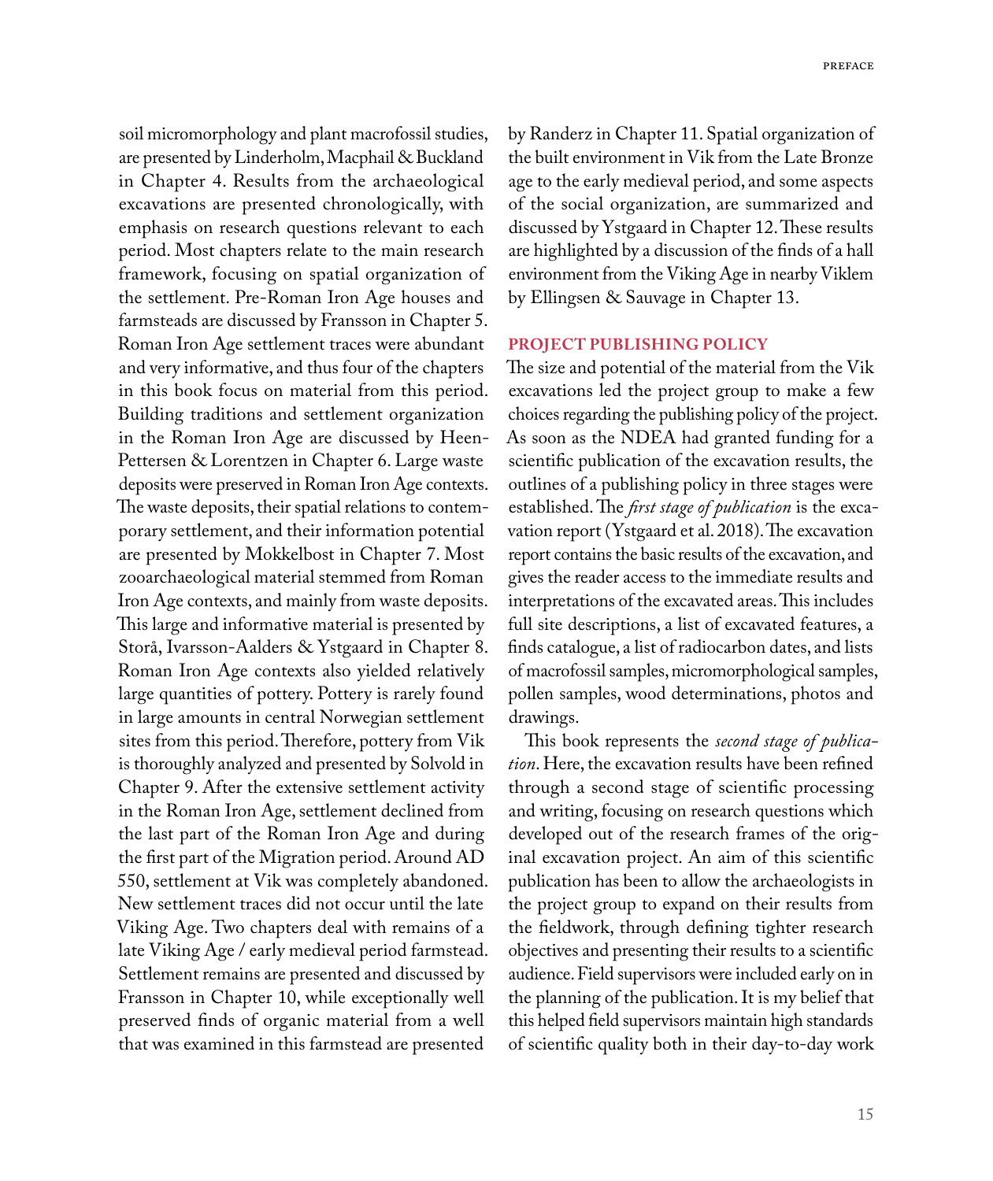soil micromorphology and plant macrofossil studies, are presented by Linderholm, Macphail & Buckland in Chapter 4. Results from the archaeological excavations are presented chronologically, with emphasis on research questions relevant to each period. Most chapters relate to the main research framework, focusing on spatial organization of the settlement. Pre-Roman Iron Age houses and farmsteads are discussed by Fransson in Chapter 5. Roman Iron Age settlement traces were abundant and very informative, and thus four of the chapters in this book focus on material from this period. Building traditions and settlement organization in the Roman Iron Age are discussed by Heen-Pettersen & Lorentzen in Chapter 6. Large waste deposits were preserved in Roman Iron Age contexts. The waste deposits, their spatial relations to contemporary settlement, and their information potential are presented by Mokkelbost in Chapter 7. Most zooarchaeological material stemmed from Roman Iron Age contexts, and mainly from waste deposits. This large and informative material is presented by Storå, Ivarsson-Aalders & Ystgaard in Chapter 8. Roman Iron Age contexts also yielded relatively large quantities of pottery. Pottery is rarely found in large amounts in central Norwegian settlement sites from this period. Therefore, pottery from Vik is thoroughly analyzed and presented by Solvold in Chapter 9. After the extensive settlement activity in the Roman Iron Age, settlement declined from the last part of the Roman Iron Age and during the first part of the Migration period. Around AD 550, settlement at Vik was completely abandoned. New settlement traces did not occur until the late Viking Age. Two chapters deal with remains of a late Viking Age / early medieval period farmstead. Settlement remains are presented and discussed by Fransson in Chapter 10, while exceptionally well preserved finds of organic material from a well that was examined in this farmstead are presented by Randerz in Chapter 11. Spatial organization of the built environment in Vik from the Late Bronze age to the early medieval period, and some aspects of the social organization, are summarized and discussed by Ystgaard in Chapter 12. These results are highlighted by a discussion of the finds of a hall environment from the Viking Age in nearby Viklem by Ellingsen & Sauvage in Chapter 13.

## PROJECT PUBLISHING POLICY

The size and potential of the material from the Vik excavations led the project group to make a few choices regarding the publishing policy of the project. As soon as the NDEA had granted funding for a scientific publication of the excavation results, the outlines of a publishing policy in three stages were established. The *first stage of publication* is the excavation report (Ystgaard et al. 2018). The excavation report contains the basic results of the excavation, and gives the reader access to the immediate results and interpretations of the excavated areas. This includes full site descriptions, a list of excavated features, a finds catalogue, a list of radiocarbon dates, and lists of macrofossil samples, micromorphological samples, pollen samples, wood determinations, photos and drawings.

This book represents the *second stage of publication*. Here, the excavation results have been refined through a second stage of scientific processing and writing, focusing on research questions which developed out of the research frames of the original excavation project. An aim of this scientific publication has been to allow the archaeologists in the project group to expand on their results from the fieldwork, through defining tighter research objectives and presenting their results to a scientific audience. Field supervisors were included early on in the planning of the publication. It is my belief that this helped field supervisors maintain high standards of scientific quality both in their day-to-day work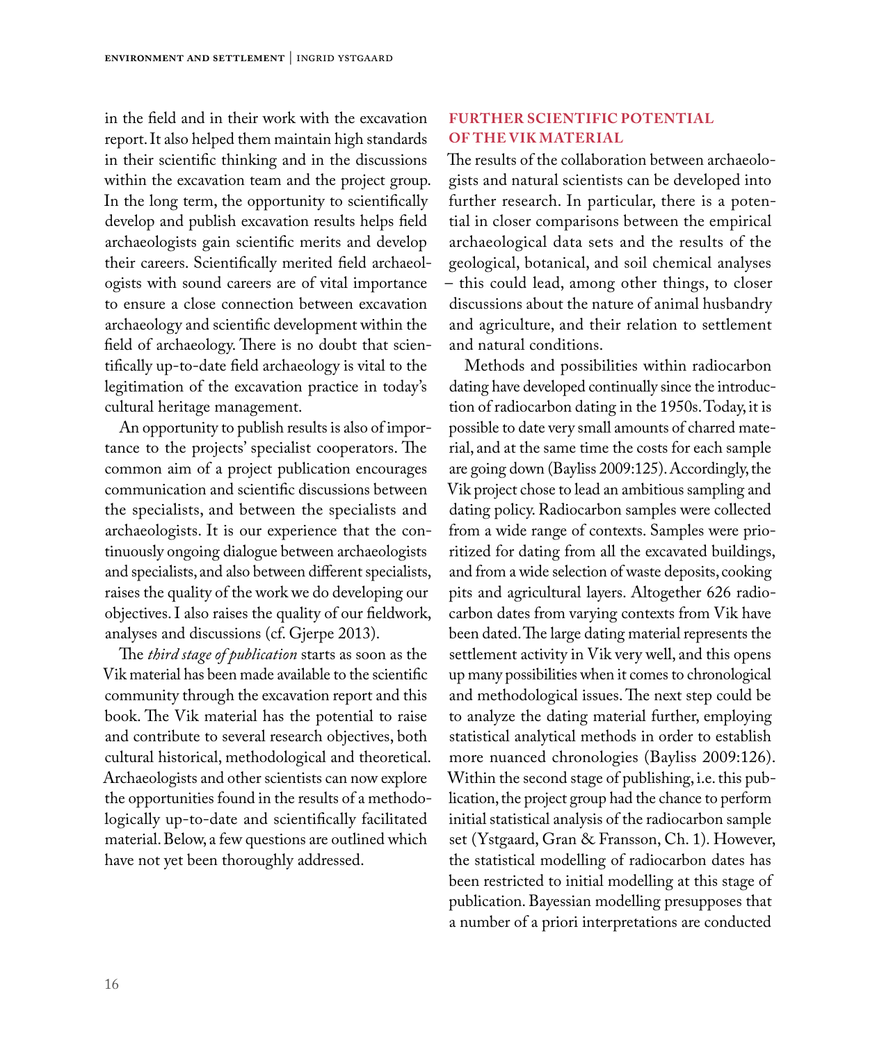in the field and in their work with the excavation report. It also helped them maintain high standards in their scientific thinking and in the discussions within the excavation team and the project group. In the long term, the opportunity to scientifically develop and publish excavation results helps field archaeologists gain scientific merits and develop their careers. Scientifically merited field archaeologists with sound careers are of vital importance to ensure a close connection between excavation archaeology and scientific development within the field of archaeology. There is no doubt that scientifically up-to-date field archaeology is vital to the legitimation of the excavation practice in today's cultural heritage management.

An opportunity to publish results is also of importance to the projects' specialist cooperators. The common aim of a project publication encourages communication and scientific discussions between the specialists, and between the specialists and archaeologists. It is our experience that the continuously ongoing dialogue between archaeologists and specialists, and also between different specialists, raises the quality of the work we do developing our objectives. I also raises the quality of our fieldwork, analyses and discussions (cf. Gjerpe 2013).

The *third stage of publication* starts as soon as the Vik material has been made available to the scientific community through the excavation report and this book. The Vik material has the potential to raise and contribute to several research objectives, both cultural historical, methodological and theoretical. Archaeologists and other scientists can now explore the opportunities found in the results of a methodologically up-to-date and scientifically facilitated material. Below, a few questions are outlined which have not yet been thoroughly addressed.

## FURTHER SCIENTIFIC POTENTIAL OF THE VIK MATERIAL

The results of the collaboration between archaeologists and natural scientists can be developed into further research. In particular, there is a potential in closer comparisons between the empirical archaeological data sets and the results of the geological, botanical, and soil chemical analyses – this could lead, among other things, to closer discussions about the nature of animal husbandry and agriculture, and their relation to settlement and natural conditions.

Methods and possibilities within radiocarbon dating have developed continually since the introduction of radiocarbon dating in the 1950s. Today, it is possible to date very small amounts of charred material, and at the same time the costs for each sample are going down (Bayliss 2009:125). Accordingly, the Vik project chose to lead an ambitious sampling and dating policy. Radiocarbon samples were collected from a wide range of contexts. Samples were prioritized for dating from all the excavated buildings, and from a wide selection of waste deposits, cooking pits and agricultural layers. Altogether 626 radiocarbon dates from varying contexts from Vik have been dated. The large dating material represents the settlement activity in Vik very well, and this opens up many possibilities when it comes to chronological and methodological issues. The next step could be to analyze the dating material further, employing statistical analytical methods in order to establish more nuanced chronologies (Bayliss 2009:126). Within the second stage of publishing, i.e. this publication, the project group had the chance to perform initial statistical analysis of the radiocarbon sample set (Ystgaard, Gran & Fransson, Ch. 1). However, the statistical modelling of radiocarbon dates has been restricted to initial modelling at this stage of publication. Bayessian modelling presupposes that a number of a priori interpretations are conducted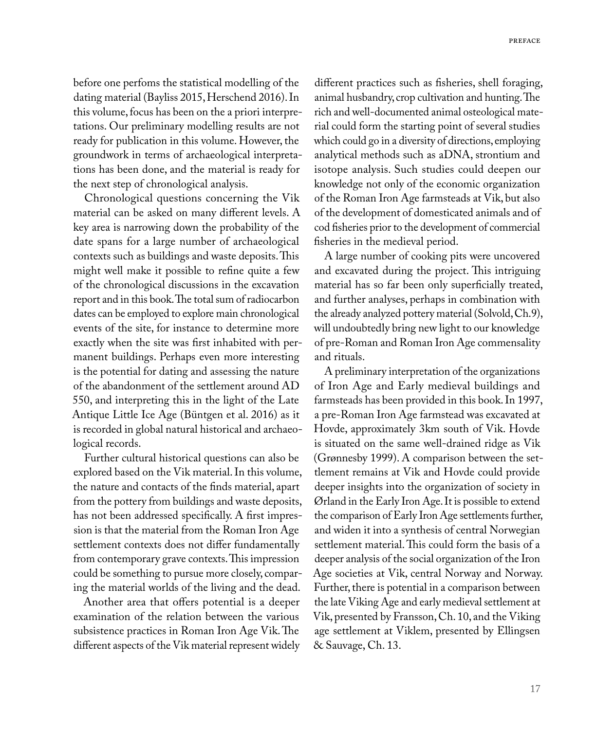before one perfoms the statistical modelling of the dating material (Bayliss 2015, Herschend 2016). In this volume, focus has been on the a priori interpretations. Our preliminary modelling results are not ready for publication in this volume. However, the groundwork in terms of archaeological interpretations has been done, and the material is ready for the next step of chronological analysis.

Chronological questions concerning the Vik material can be asked on many different levels. A key area is narrowing down the probability of the date spans for a large number of archaeological contexts such as buildings and waste deposits. This might well make it possible to refine quite a few of the chronological discussions in the excavation report and in this book. The total sum of radiocarbon dates can be employed to explore main chronological events of the site, for instance to determine more exactly when the site was first inhabited with permanent buildings. Perhaps even more interesting is the potential for dating and assessing the nature of the abandonment of the settlement around AD 550, and interpreting this in the light of the Late Antique Little Ice Age (Büntgen et al. 2016) as it is recorded in global natural historical and archaeological records.

Further cultural historical questions can also be explored based on the Vik material. In this volume, the nature and contacts of the finds material, apart from the pottery from buildings and waste deposits, has not been addressed specifically. A first impression is that the material from the Roman Iron Age settlement contexts does not differ fundamentally from contemporary grave contexts. This impression could be something to pursue more closely, comparing the material worlds of the living and the dead.

Another area that offers potential is a deeper examination of the relation between the various subsistence practices in Roman Iron Age Vik. The different aspects of the Vik material represent widely different practices such as fisheries, shell foraging, animal husbandry, crop cultivation and hunting. The rich and well-documented animal osteological material could form the starting point of several studies which could go in a diversity of directions, employing analytical methods such as aDNA, strontium and isotope analysis. Such studies could deepen our knowledge not only of the economic organization of the Roman Iron Age farmsteads at Vik, but also of the development of domesticated animals and of cod fisheries prior to the development of commercial fisheries in the medieval period.

A large number of cooking pits were uncovered and excavated during the project. This intriguing material has so far been only superficially treated, and further analyses, perhaps in combination with the already analyzed pottery material (Solvold, Ch.9), will undoubtedly bring new light to our knowledge of pre-Roman and Roman Iron Age commensality and rituals.

A preliminary interpretation of the organizations of Iron Age and Early medieval buildings and farmsteads has been provided in this book. In 1997, a pre-Roman Iron Age farmstead was excavated at Hovde, approximately 3km south of Vik. Hovde is situated on the same well-drained ridge as Vik (Grønnesby 1999). A comparison between the settlement remains at Vik and Hovde could provide deeper insights into the organization of society in Ørland in the Early Iron Age. It is possible to extend the comparison of Early Iron Age settlements further, and widen it into a synthesis of central Norwegian settlement material. This could form the basis of a deeper analysis of the social organization of the Iron Age societies at Vik, central Norway and Norway. Further, there is potential in a comparison between the late Viking Age and early medieval settlement at Vik, presented by Fransson, Ch. 10, and the Viking age settlement at Viklem, presented by Ellingsen & Sauvage, Ch. 13.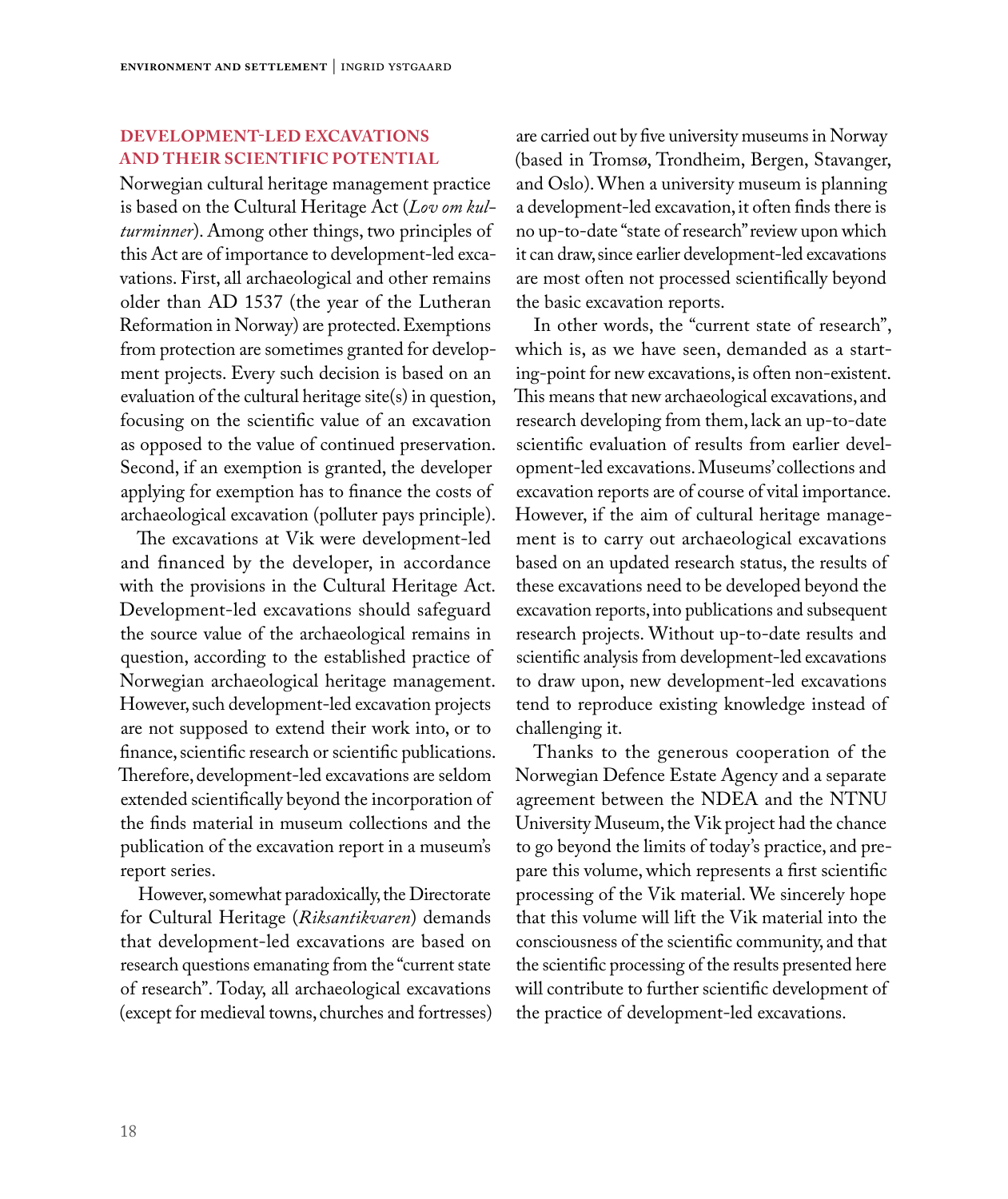## DEVELOPMENT-LED EXCAVATIONS AND THEIR SCIENTIFIC POTENTIAL

Norwegian cultural heritage management practice is based on the Cultural Heritage Act (*Lov om kulturminner*). Among other things, two principles of this Act are of importance to development-led excavations. First, all archaeological and other remains older than AD 1537 (the year of the Lutheran Reformation in Norway) are protected. Exemptions from protection are sometimes granted for development projects. Every such decision is based on an evaluation of the cultural heritage site(s) in question, focusing on the scientific value of an excavation as opposed to the value of continued preservation. Second, if an exemption is granted, the developer applying for exemption has to finance the costs of archaeological excavation (polluter pays principle).

The excavations at Vik were development-led and financed by the developer, in accordance with the provisions in the Cultural Heritage Act. Development-led excavations should safeguard the source value of the archaeological remains in question, according to the established practice of Norwegian archaeological heritage management. However, such development-led excavation projects are not supposed to extend their work into, or to finance, scientific research or scientific publications. Therefore, development-led excavations are seldom extended scientifically beyond the incorporation of the finds material in museum collections and the publication of the excavation report in a museum's report series.

However, somewhat paradoxically, the Directorate for Cultural Heritage (*Riksantikvaren*) demands that development-led excavations are based on research questions emanating from the "current state of research". Today, all archaeological excavations (except for medieval towns, churches and fortresses) are carried out by five university museums in Norway (based in Tromsø, Trondheim, Bergen, Stavanger, and Oslo). When a university museum is planning a development-led excavation, it often finds there is no up-to-date "state of research" review upon which it can draw, since earlier development-led excavations are most often not processed scientifically beyond the basic excavation reports.

In other words, the "current state of research", which is, as we have seen, demanded as a starting-point for new excavations, is often non-existent. This means that new archaeological excavations, and research developing from them, lack an up-to-date scientific evaluation of results from earlier development-led excavations. Museums' collections and excavation reports are of course of vital importance. However, if the aim of cultural heritage management is to carry out archaeological excavations based on an updated research status, the results of these excavations need to be developed beyond the excavation reports, into publications and subsequent research projects. Without up-to-date results and scientific analysis from development-led excavations to draw upon, new development-led excavations tend to reproduce existing knowledge instead of challenging it.

Thanks to the generous cooperation of the Norwegian Defence Estate Agency and a separate agreement between the NDEA and the NTNU University Museum, the Vik project had the chance to go beyond the limits of today's practice, and prepare this volume, which represents a first scientific processing of the Vik material. We sincerely hope that this volume will lift the Vik material into the consciousness of the scientific community, and that the scientific processing of the results presented here will contribute to further scientific development of the practice of development-led excavations.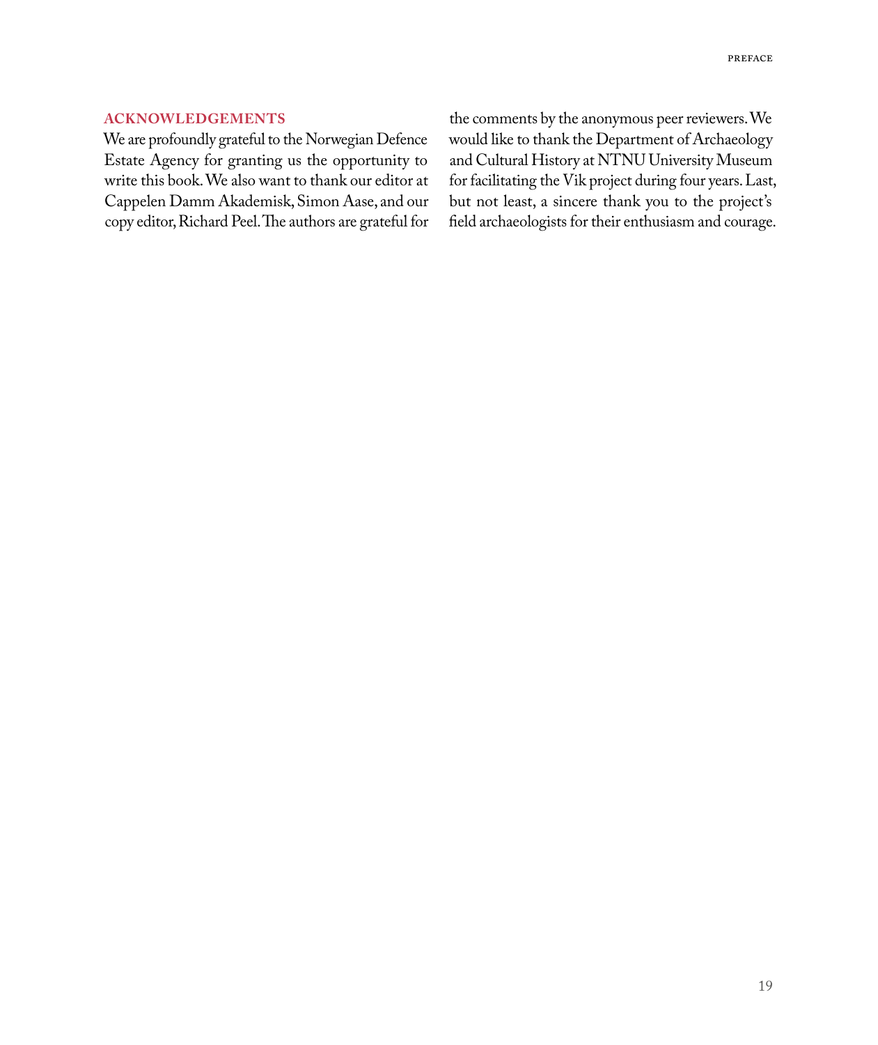## ACKNOWLEDGEMENTS

We are profoundly grateful to the Norwegian Defence Estate Agency for granting us the opportunity to write this book. We also want to thank our editor at Cappelen Damm Akademisk, Simon Aase, and our copy editor, Richard Peel. The authors are grateful for the comments by the anonymous peer reviewers. We would like to thank the Department of Archaeology and Cultural History at NTNU University Museum for facilitating the Vik project during four years. Last, but not least, a sincere thank you to the project's field archaeologists for their enthusiasm and courage.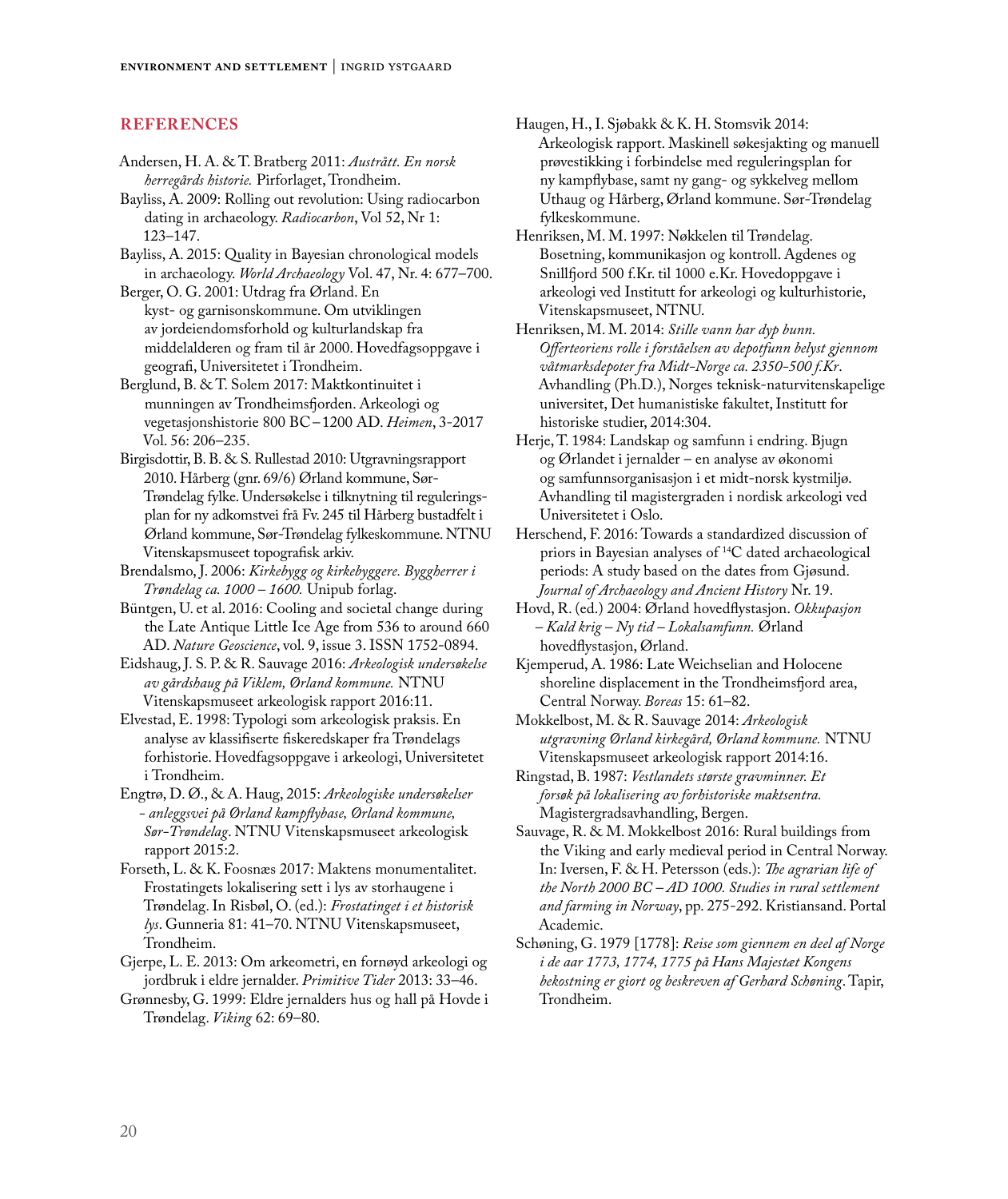## REFERENCES

Andersen, H. A. & T. Bratberg 2011: *Austrått. En norsk herregårds historie.* Pirforlaget, Trondheim.

Bayliss, A. 2009: Rolling out revolution: Using radiocarbon dating in archaeology. *Radiocarbon*, Vol 52, Nr 1: 123–147.

Bayliss, A. 2015: Quality in Bayesian chronological models in archaeology. *World Archaeology* Vol. 47, Nr. 4: 677–700.

Berger, O. G. 2001: Utdrag fra Ørland. En kyst- og garnisonskommune. Om utviklingen av jordeiendomsforhold og kulturlandskap fra middelalderen og fram til år 2000. Hovedfagsoppgave i geografi, Universitetet i Trondheim.

Berglund, B. & T. Solem 2017: Maktkontinuitet i munningen av Trondheimsfjorden. Arkeologi og vegetasjonshistorie 800 BC – 1200 AD. *Heimen*, 3-2017 Vol. 56: 206–235.

Birgisdottir, B. B. & S. Rullestad 2010: Utgravningsrapport 2010. Hårberg (gnr. 69/6) Ørland kommune, Sør-Trøndelag fylke. Undersøkelse i tilknytning til reguleringsplan for ny adkomstvei frå Fv. 245 til Hårberg bustadfelt i Ørland kommune, Sør-Trøndelag fylkeskommune. NTNU Vitenskapsmuseet topografisk arkiv.

Brendalsmo, J. 2006: *Kirkebygg og kirkebyggere. Byggherrer i Trøndelag ca. 1000 – 1600.* Unipub forlag.

Büntgen, U. et al. 2016: Cooling and societal change during the Late Antique Little Ice Age from 536 to around 660 AD. *Nature Geoscience*, vol. 9, issue 3. ISSN 1752-0894.

Eidshaug, J. S. P. & R. Sauvage 2016: *Arkeologisk undersøkelse av gårdshaug på Viklem, Ørland kommune.* NTNU Vitenskapsmuseet arkeologisk rapport 2016:11.

Elvestad, E. 1998: Typologi som arkeologisk praksis. En analyse av klassifiserte fiskeredskaper fra Trøndelags forhistorie. Hovedfagsoppgave i arkeologi, Universitetet i Trondheim.

Engtrø, D. Ø., & A. Haug, 2015: *Arkeologiske undersøkelser - anleggsvei på Ørland kampflybase, Ørland kommune, Sør-Trøndelag*. NTNU Vitenskapsmuseet arkeologisk rapport 2015:2.

Forseth, L. & K. Foosnæs 2017: Maktens monumentalitet. Frostatingets lokalisering sett i lys av storhaugene i Trøndelag. In Risbøl, O. (ed.): *Frostatinget i et historisk lys*. Gunneria 81: 41–70. NTNU Vitenskapsmuseet, Trondheim.

Gjerpe, L. E. 2013: Om arkeometri, en fornøyd arkeologi og jordbruk i eldre jernalder. *Primitive Tider* 2013: 33–46.

Grønnesby, G. 1999: Eldre jernalders hus og hall på Hovde i Trøndelag. *Viking* 62: 69–80.

Haugen, H., I. Sjøbakk & K. H. Stomsvik 2014: Arkeologisk rapport. Maskinell søkesjakting og manuell prøvestikking i forbindelse med reguleringsplan for ny kampflybase, samt ny gang- og sykkelveg mellom Uthaug og Hårberg, Ørland kommune. Sør-Trøndelag fylkeskommune.

Henriksen, M. M. 1997: Nøkkelen til Trøndelag. Bosetning, kommunikasjon og kontroll. Agdenes og Snillfjord 500 f.Kr. til 1000 e.Kr. Hovedoppgave i arkeologi ved Institutt for arkeologi og kulturhistorie, Vitenskapsmuseet, NTNU.

Henriksen, M. M. 2014: *Stille vann har dyp bunn. Offerteoriens rolle i forståelsen av depotfunn belyst gjennom våtmarksdepoter fra Midt-Norge ca. 2350-500 f.Kr*. Avhandling (Ph.D.), Norges teknisk-naturvitenskapelige universitet, Det humanistiske fakultet, Institutt for historiske studier, 2014:304.

Herje, T. 1984: Landskap og samfunn i endring. Bjugn og Ørlandet i jernalder – en analyse av økonomi og samfunnsorganisasjon i et midt-norsk kystmiljø. Avhandling til magistergraden i nordisk arkeologi ved Universitetet i Oslo.

Herschend, F. 2016: Towards a standardized discussion of priors in Bayesian analyses of $^{14}C$ dated archaeological periods: A study based on the dates from Gjøsund. *Journal of Archaeology and Ancient History* Nr. 19.

Hovd, R. (ed.) 2004: Ørland hovedflystasjon. *Okkupasjon – Kald krig – Ny tid – Lokalsamfunn.* Ørland hovedflystasjon, Ørland.

Kjemperud, A. 1986: Late Weichselian and Holocene shoreline displacement in the Trondheimsfjord area, Central Norway. *Boreas* 15: 61–82.

Mokkelbost, M. & R. Sauvage 2014: *Arkeologisk utgravning Ørland kirkegård, Ørland kommune.* NTNU Vitenskapsmuseet arkeologisk rapport 2014:16.

Ringstad, B. 1987: *Vestlandets største gravminner. Et forsøk på lokalisering av forhistoriske maktsentra.* Magistergradsavhandling, Bergen.

Sauvage, R. & M. Mokkelbost 2016: Rural buildings from the Viking and early medieval period in Central Norway. In: Iversen, F. & H. Petersson (eds.): *The agrarian life of the North 2000 BC – AD 1000. Studies in rural settlement and farming in Norway*, pp. 275-292. Kristiansand. Portal Academic.

Schøning, G. 1979 [1778]: *Reise som giennem en deel af Norge i de aar 1773, 1774, 1775 på Hans Majestæt Kongens bekostning er giort og beskreven af Gerhard Schøning*. Tapir, Trondheim.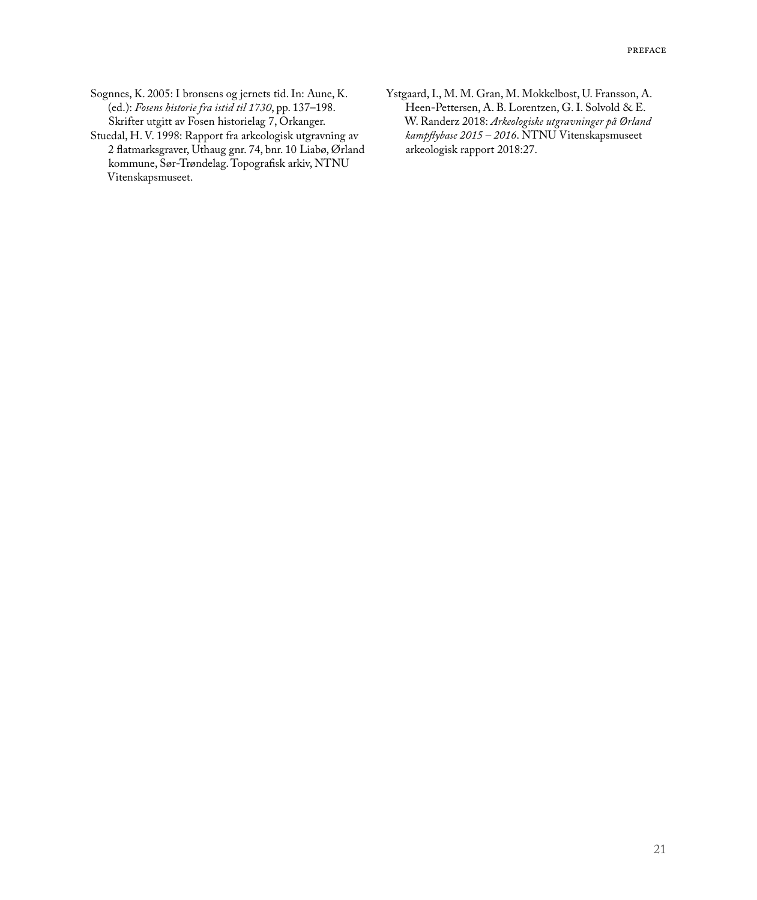Sognnes, K. 2005: I bronsens og jernets tid. In: Aune, K. (ed.): *Fosens historie fra istid til 1730*, pp. 137–198. Skrifter utgitt av Fosen historielag 7, Orkanger.

Stuedal, H. V. 1998: Rapport fra arkeologisk utgravning av 2 flatmarksgraver, Uthaug gnr. 74, bnr. 10 Liabø, Ørland kommune, Sør-Trøndelag. Topografisk arkiv, NTNU Vitenskapsmuseet.

Ystgaard, I., M. M. Gran, M. Mokkelbost, U. Fransson, A. Heen-Pettersen, A. B. Lorentzen, G. I. Solvold & E. W. Randerz 2018: *Arkeologiske utgravninger på Ørland kampflybase 2015 – 2016*. NTNU Vitenskapsmuseet arkeologisk rapport 2018:27.